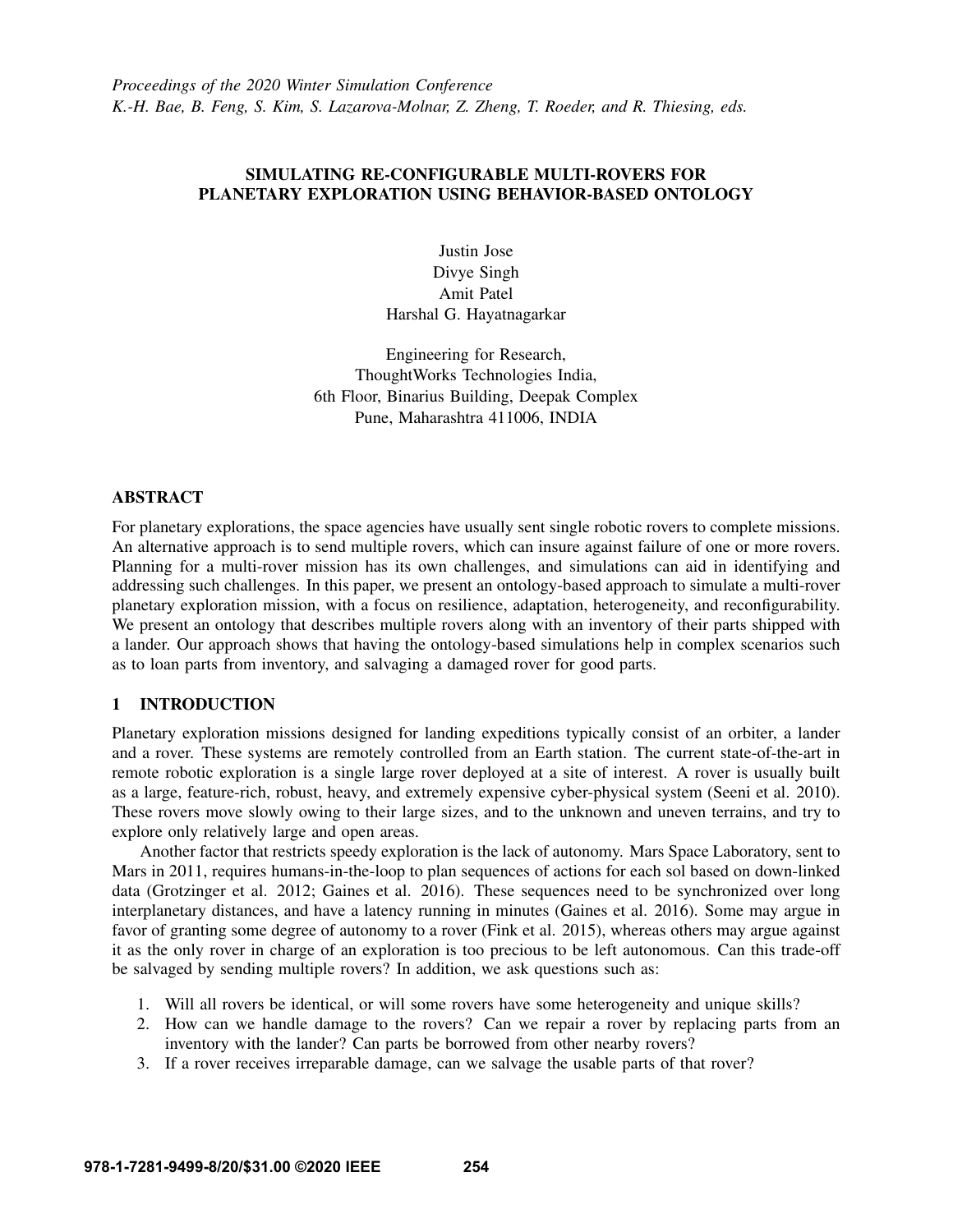# SIMULATING RE-CONFIGURABLE MULTI-ROVERS FOR PLANETARY EXPLORATION USING BEHAVIOR-BASED ONTOLOGY

Justin Jose
Divye Singh
Amit Patel
Harshal G. Hayatnagarkar

Engineering for Research,
ThoughtWorks Technologies India,
6th Floor, Binarius Building, Deepak Complex
Pune, Maharashtra 411006, INDIA

## ABSTRACT

For planetary explorations, the space agencies have usually sent single robotic rovers to complete missions. An alternative approach is to send multiple rovers, which can insure against failure of one or more rovers. Planning for a multi-rover mission has its own challenges, and simulations can aid in identifying and addressing such challenges. In this paper, we present an ontology-based approach to simulate a multi-rover planetary exploration mission, with a focus on resilience, adaptation, heterogeneity, and reconfigurability. We present an ontology that describes multiple rovers along with an inventory of their parts shipped with a lander. Our approach shows that having the ontology-based simulations help in complex scenarios such as to loan parts from inventory, and salvaging a damaged rover for good parts.

## 1 INTRODUCTION

Planetary exploration missions designed for landing expeditions typically consist of an orbiter, a lander and a rover. These systems are remotely controlled from an Earth station. The current state-of-the-art in remote robotic exploration is a single large rover deployed at a site of interest. A rover is usually built as a large, feature-rich, robust, heavy, and extremely expensive cyber-physical system (Seeni et al. 2010). These rovers move slowly owing to their large sizes, and to the unknown and uneven terrains, and try to explore only relatively large and open areas.

Another factor that restricts speedy exploration is the lack of autonomy. Mars Space Laboratory, sent to Mars in 2011, requires humans-in-the-loop to plan sequences of actions for each sol based on down-linked data (Grotzinger et al. 2012; Gaines et al. 2016). These sequences need to be synchronized over long interplanetary distances, and have a latency running in minutes (Gaines et al. 2016). Some may argue in favor of granting some degree of autonomy to a rover (Fink et al. 2015), whereas others may argue against it as the only rover in charge of an exploration is too precious to be left autonomous. Can this trade-off be salvaged by sending multiple rovers? In addition, we ask questions such as:

1. Will all rovers be identical, or will some rovers have some heterogeneity and unique skills?
2. How can we handle damage to the rovers? Can we repair a rover by replacing parts from an inventory with the lander? Can parts be borrowed from other nearby rovers?
3. If a rover receives irreparable damage, can we salvage the usable parts of that rover?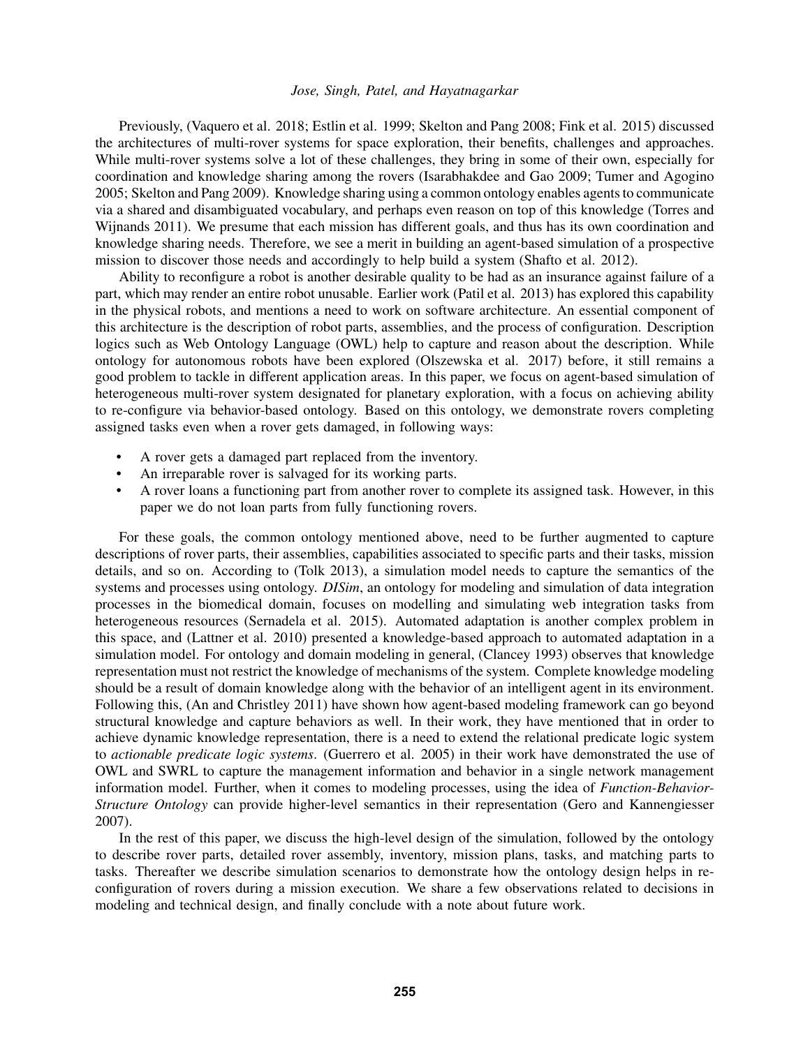Previously, (Vaquero et al. 2018; Estlin et al. 1999; Skelton and Pang 2008; Fink et al. 2015) discussed the architectures of multi-rover systems for space exploration, their benefits, challenges and approaches. While multi-rover systems solve a lot of these challenges, they bring in some of their own, especially for coordination and knowledge sharing among the rovers (Isarabhakdee and Gao 2009; Tumer and Agogino 2005; Skelton and Pang 2009). Knowledge sharing using a common ontology enables agents to communicate via a shared and disambiguated vocabulary, and perhaps even reason on top of this knowledge (Torres and Wijnands 2011). We presume that each mission has different goals, and thus has its own coordination and knowledge sharing needs. Therefore, we see a merit in building an agent-based simulation of a prospective mission to discover those needs and accordingly to help build a system (Shafto et al. 2012).

Ability to reconfigure a robot is another desirable quality to be had as an insurance against failure of a part, which may render an entire robot unusable. Earlier work (Patil et al. 2013) has explored this capability in the physical robots, and mentions a need to work on software architecture. An essential component of this architecture is the description of robot parts, assemblies, and the process of configuration. Description logics such as Web Ontology Language (OWL) help to capture and reason about the description. While ontology for autonomous robots have been explored (Olszewska et al. 2017) before, it still remains a good problem to tackle in different application areas. In this paper, we focus on agent-based simulation of heterogeneous multi-rover system designated for planetary exploration, with a focus on achieving ability to re-configure via behavior-based ontology. Based on this ontology, we demonstrate rovers completing assigned tasks even when a rover gets damaged, in following ways:

- A rover gets a damaged part replaced from the inventory.
- An irreparable rover is salvaged for its working parts.
- A rover loans a functioning part from another rover to complete its assigned task. However, in this paper we do not loan parts from fully functioning rovers.

For these goals, the common ontology mentioned above, need to be further augmented to capture descriptions of rover parts, their assemblies, capabilities associated to specific parts and their tasks, mission details, and so on. According to (Tolk 2013), a simulation model needs to capture the semantics of the systems and processes using ontology. *DISim*, an ontology for modeling and simulation of data integration processes in the biomedical domain, focuses on modelling and simulating web integration tasks from heterogeneous resources (Sernadela et al. 2015). Automated adaptation is another complex problem in this space, and (Lattner et al. 2010) presented a knowledge-based approach to automated adaptation in a simulation model. For ontology and domain modeling in general, (Clancey 1993) observes that knowledge representation must not restrict the knowledge of mechanisms of the system. Complete knowledge modeling should be a result of domain knowledge along with the behavior of an intelligent agent in its environment. Following this, (An and Christley 2011) have shown how agent-based modeling framework can go beyond structural knowledge and capture behaviors as well. In their work, they have mentioned that in order to achieve dynamic knowledge representation, there is a need to extend the relational predicate logic system to *actionable predicate logic systems*. (Guerrero et al. 2005) in their work have demonstrated the use of OWL and SWRL to capture the management information and behavior in a single network management information model. Further, when it comes to modeling processes, using the idea of *Function-Behavior-Structure Ontology* can provide higher-level semantics in their representation (Gero and Kannengiesser 2007).

In the rest of this paper, we discuss the high-level design of the simulation, followed by the ontology to describe rover parts, detailed rover assembly, inventory, mission plans, tasks, and matching parts to tasks. Thereafter we describe simulation scenarios to demonstrate how the ontology design helps in re-configuration of rovers during a mission execution. We share a few observations related to decisions in modeling and technical design, and finally conclude with a note about future work.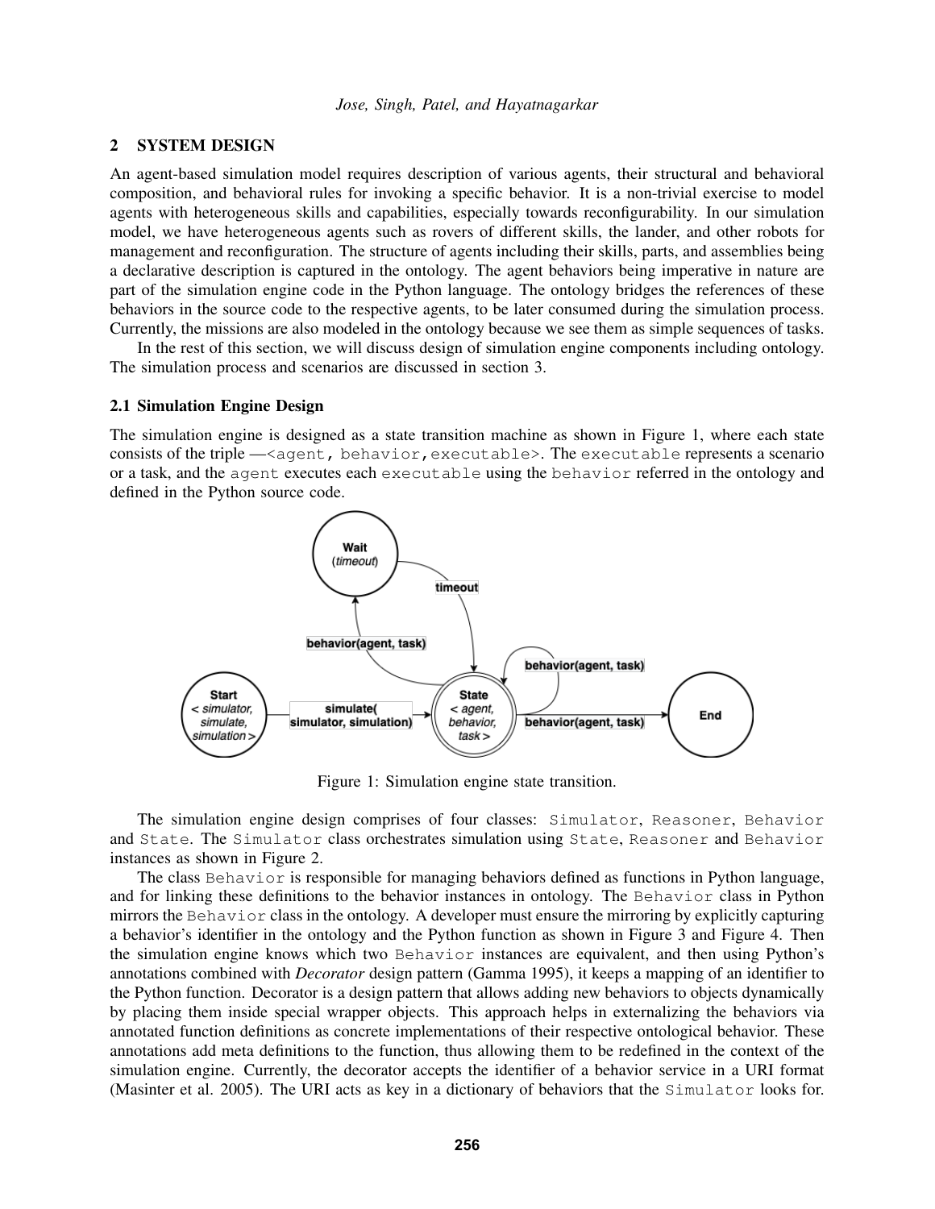## 2 SYSTEM DESIGN

An agent-based simulation model requires description of various agents, their structural and behavioral composition, and behavioral rules for invoking a specific behavior. It is a non-trivial exercise to model agents with heterogeneous skills and capabilities, especially towards reconfigurability. In our simulation model, we have heterogeneous agents such as rovers of different skills, the lander, and other robots for management and reconfiguration. The structure of agents including their skills, parts, and assemblies being a declarative description is captured in the ontology. The agent behaviors being imperative in nature are part of the simulation engine code in the Python language. The ontology bridges the references of these behaviors in the source code to the respective agents, to be later consumed during the simulation process. Currently, the missions are also modeled in the ontology because we see them as simple sequences of tasks.

In the rest of this section, we will discuss design of simulation engine components including ontology. The simulation process and scenarios are discussed in section 3.

### 2.1 Simulation Engine Design

The simulation engine is designed as a state transition machine as shown in Figure 1, where each state consists of the triple —`<agent, behavior,executable>`. The `executable` represents a scenario or a task, and the `agent` executes each `executable` using the `behavior` referred in the ontology and defined in the Python source code.

Figure 1: Simulation engine state transition.

The simulation engine design comprises of four classes: `Simulator`, `Reasoner`, `Behavior` and `State`. The `Simulator` class orchestrates simulation using `State`, `Reasoner` and `Behavior` instances as shown in Figure 2.

The class `Behavior` is responsible for managing behaviors defined as functions in Python language, and for linking these definitions to the behavior instances in ontology. The `Behavior` class in Python mirrors the `Behavior` class in the ontology. A developer must ensure the mirroring by explicitly capturing a behavior's identifier in the ontology and the Python function as shown in Figure 3 and Figure 4. Then the simulation engine knows which two `Behavior` instances are equivalent, and then using Python's annotations combined with *Decorator* design pattern (Gamma 1995), it keeps a mapping of an identifier to the Python function. Decorator is a design pattern that allows adding new behaviors to objects dynamically by placing them inside special wrapper objects. This approach helps in externalizing the behaviors via annotated function definitions as concrete implementations of their respective ontological behavior. These annotations add meta definitions to the function, thus allowing them to be redefined in the context of the simulation engine. Currently, the decorator accepts the identifier of a behavior service in a URI format (Masinter et al. 2005). The URI acts as key in a dictionary of behaviors that the `Simulator` looks for.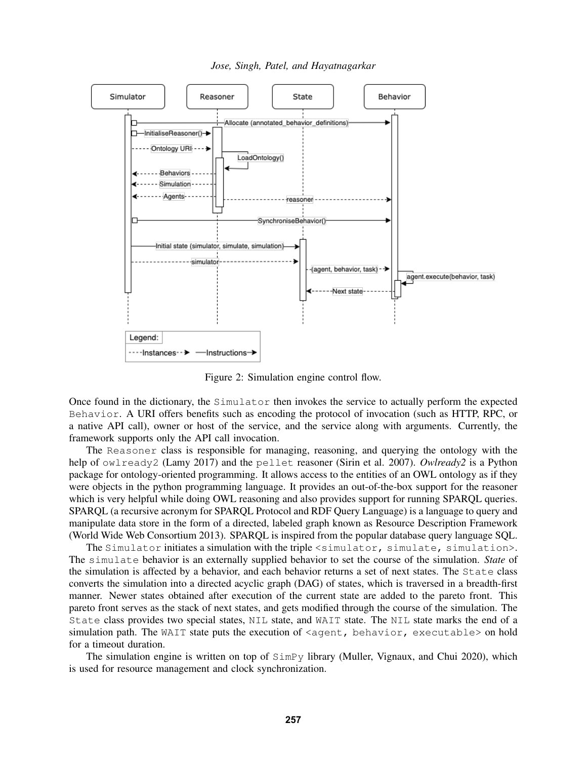Figure 2: Simulation engine control flow.

Once found in the dictionary, the `Simulator` then invokes the service to actually perform the expected `Behavior`. A URI offers benefits such as encoding the protocol of invocation (such as HTTP, RPC, or a native API call), owner or host of the service, and the service along with arguments. Currently, the framework supports only the API call invocation.

The `Reasoner` class is responsible for managing, reasoning, and querying the ontology with the help of `owlready2` (Lamy 2017) and the `pellet` reasoner (Sirin et al. 2007). *Owlready2* is a Python package for ontology-oriented programming. It allows access to the entities of an OWL ontology as if they were objects in the python programming language. It provides an out-of-the-box support for the reasoner which is very helpful while doing OWL reasoning and also provides support for running SPARQL queries. SPARQL (a recursive acronym for SPARQL Protocol and RDF Query Language) is a language to query and manipulate data store in the form of a directed, labeled graph known as Resource Description Framework (World Wide Web Consortium 2013). SPARQL is inspired from the popular database query language SQL.

The `Simulator` initiates a simulation with the triple `<simulator, simulate, simulation>`. The `simulate` behavior is an externally supplied behavior to set the course of the simulation. *State* of the simulation is affected by a behavior, and each behavior returns a set of next states. The `State` class converts the simulation into a directed acyclic graph (DAG) of states, which is traversed in a breadth-first manner. Newer states obtained after execution of the current state are added to the pareto front. This pareto front serves as the stack of next states, and gets modified through the course of the simulation. The `State` class provides two special states, `NIL` state, and `WAIT` state. The `NIL` state marks the end of a simulation path. The `WAIT` state puts the execution of `<agent, behavior, executable>` on hold for a timeout duration.

The simulation engine is written on top of `SimPy` library (Muller, Vignaux, and Chui 2020), which is used for resource management and clock synchronization.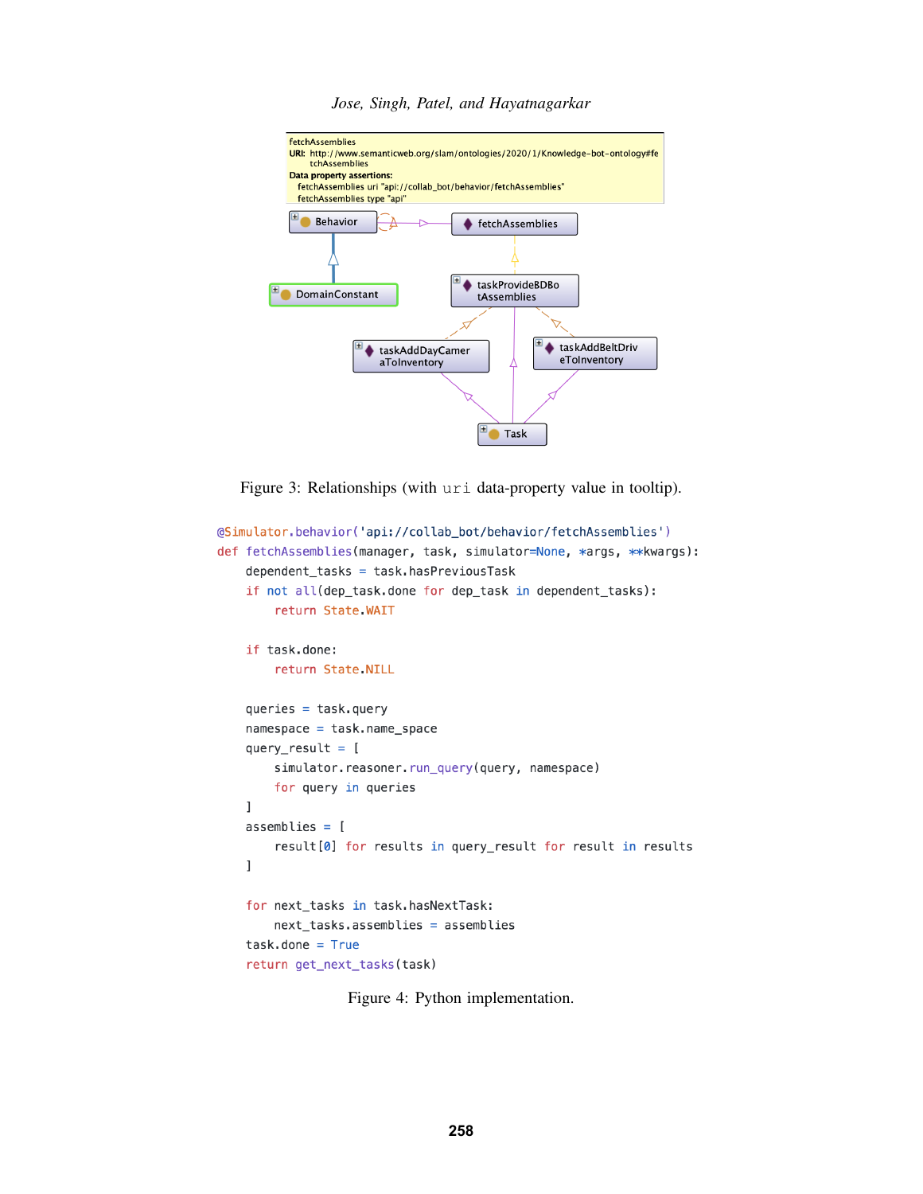fetchAssemblies
URI: http://www.semanticweb.org/slam/ontologies/2020/1/Knowledge-bot-ontology#fetchAssemblies
Data property assertions:
fetchAssemblies uri "api://collab_bot/behavior/fetchAssemblies"
fetchAssemblies type "api"

Behavior, fetchAssemblies, DomainConstant, taskProvideBDBotAssemblies, taskAddDayCameraToInventory, taskAddBeltDriveToInventory, Task

Figure 3: Relationships (with `uri` data-property value in tooltip).

```python
@Simulator.behavior('api://collab_bot/behavior/fetchAssemblies')
def fetchAssemblies(manager, task, simulator=None, *args, **kwargs):
    dependent_tasks = task.hasPreviousTask
    if not all(dep_task.done for dep_task in dependent_tasks):
        return State.WAIT

    if task.done:
        return State.NILL

    queries = task.query
    namespace = task.name_space
    query_result = [
        simulator.reasoner.run_query(query, namespace)
        for query in queries
    ]
    assemblies = [
        result[0] for results in query_result for result in results
    ]

    for next_tasks in task.hasNextTask:
        next_tasks.assemblies = assemblies
    task.done = True
    return get_next_tasks(task)
```

Figure 4: Python implementation.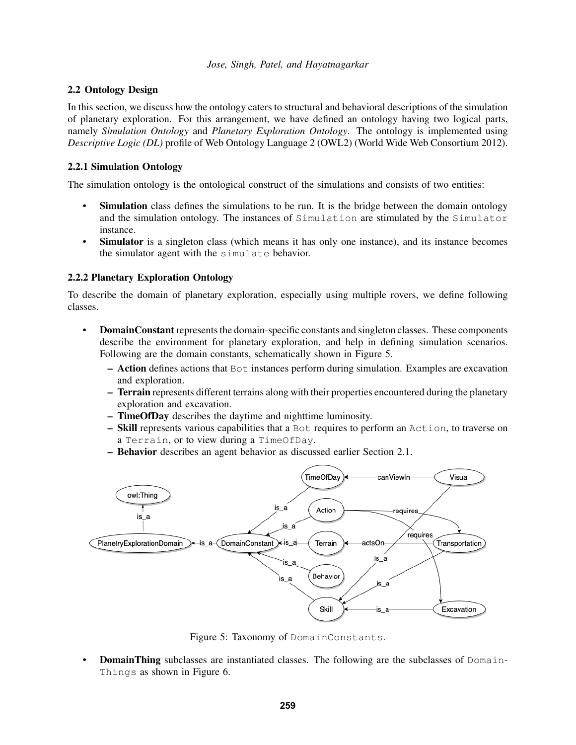### 2.2 Ontology Design

In this section, we discuss how the ontology caters to structural and behavioral descriptions of the simulation of planetary exploration. For this arrangement, we have defined an ontology having two logical parts, namely *Simulation Ontology* and *Planetary Exploration Ontology*. The ontology is implemented using *Descriptive Logic (DL)* profile of Web Ontology Language 2 (OWL2) (World Wide Web Consortium 2012).

#### 2.2.1 Simulation Ontology

The simulation ontology is the ontological construct of the simulations and consists of two entities:

- **Simulation** class defines the simulations to be run. It is the bridge between the domain ontology and the simulation ontology. The instances of `Simulation` are stimulated by the `Simulator` instance.
- **Simulator** is a singleton class (which means it has only one instance), and its instance becomes the simulator agent with the `simulate` behavior.

#### 2.2.2 Planetary Exploration Ontology

To describe the domain of planetary exploration, especially using multiple rovers, we define following classes.

- **DomainConstant** represents the domain-specific constants and singleton classes. These components describe the environment for planetary exploration, and help in defining simulation scenarios. Following are the domain constants, schematically shown in Figure 5.
  - **Action** defines actions that `Bot` instances perform during simulation. Examples are excavation and exploration.
  - **Terrain** represents different terrains along with their properties encountered during the planetary exploration and excavation.
  - **TimeOfDay** describes the daytime and nighttime luminosity.
  - **Skill** represents various capabilities that a `Bot` requires to perform an `Action`, to traverse on a `Terrain`, or to view during a `TimeOfDay`.
  - **Behavior** describes an agent behavior as discussed earlier Section 2.1.

Figure 5: Taxonomy of `DomainConstants`.

- **DomainThing** subclasses are instantiated classes. The following are the subclasses of `DomainThings` as shown in Figure 6.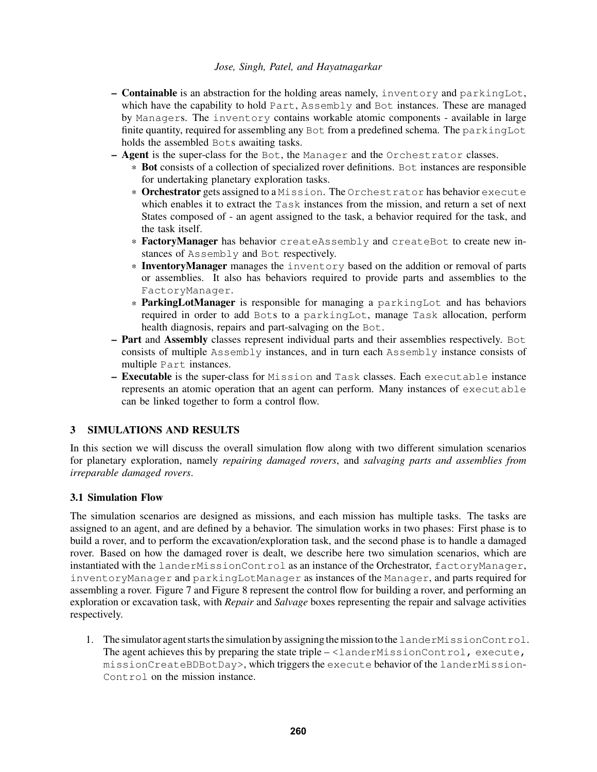- **Containable** is an abstraction for the holding areas namely, inventory and parkingLot, which have the capability to hold Part, Assembly and Bot instances. These are managed by Managers. The inventory contains workable atomic components - available in large finite quantity, required for assembling any Bot from a predefined schema. The parkingLot holds the assembled Bots awaiting tasks.
- **Agent** is the super-class for the Bot, the Manager and the Orchestrator classes.
  - **Bot** consists of a collection of specialized rover definitions. Bot instances are responsible for undertaking planetary exploration tasks.
  - **Orchestrator** gets assigned to a Mission. The Orchestrator has behavior execute which enables it to extract the Task instances from the mission, and return a set of next States composed of - an agent assigned to the task, a behavior required for the task, and the task itself.
  - **FactoryManager** has behavior createAssembly and createBot to create new instances of Assembly and Bot respectively.
  - **InventoryManager** manages the inventory based on the addition or removal of parts or assemblies. It also has behaviors required to provide parts and assemblies to the FactoryManager.
  - **ParkingLotManager** is responsible for managing a parkingLot and has behaviors required in order to add Bots to a parkingLot, manage Task allocation, perform health diagnosis, repairs and part-salvaging on the Bot.
- **Part** and **Assembly** classes represent individual parts and their assemblies respectively. Bot consists of multiple Assembly instances, and in turn each Assembly instance consists of multiple Part instances.
- **Executable** is the super-class for Mission and Task classes. Each executable instance represents an atomic operation that an agent can perform. Many instances of executable can be linked together to form a control flow.

## 3 SIMULATIONS AND RESULTS

In this section we will discuss the overall simulation flow along with two different simulation scenarios for planetary exploration, namely *repairing damaged rovers*, and *salvaging parts and assemblies from irreparable damaged rovers*.

### 3.1 Simulation Flow

The simulation scenarios are designed as missions, and each mission has multiple tasks. The tasks are assigned to an agent, and are defined by a behavior. The simulation works in two phases: First phase is to build a rover, and to perform the excavation/exploration task, and the second phase is to handle a damaged rover. Based on how the damaged rover is dealt, we describe here two simulation scenarios, which are instantiated with the landerMissionControl as an instance of the Orchestrator, factoryManager, inventoryManager and parkingLotManager as instances of the Manager, and parts required for assembling a rover. Figure 7 and Figure 8 represent the control flow for building a rover, and performing an exploration or excavation task, with *Repair* and *Salvage* boxes representing the repair and salvage activities respectively.

1. The simulator agent starts the simulation by assigning the mission to the landerMissionControl. The agent achieves this by preparing the state triple – <landerMissionControl, execute, missionCreateBDBotDay>, which triggers the execute behavior of the landerMissionControl on the mission instance.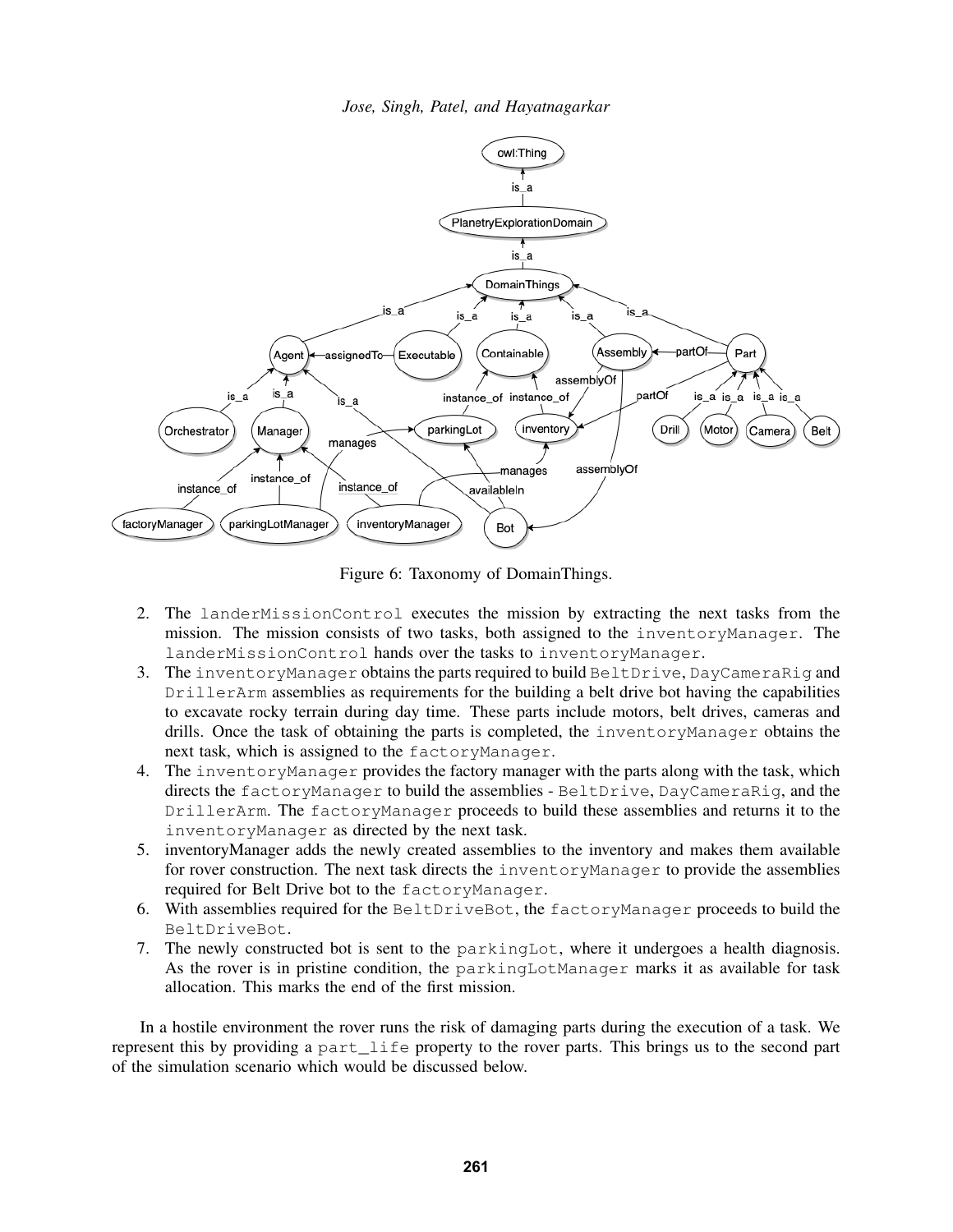Figure 6: Taxonomy of DomainThings.

2. The `landerMissionControl` executes the mission by extracting the next tasks from the mission. The mission consists of two tasks, both assigned to the `inventoryManager`. The `landerMissionControl` hands over the tasks to `inventoryManager`.
3. The `inventoryManager` obtains the parts required to build `BeltDrive`, `DayCameraRig` and `DrillerArm` assemblies as requirements for the building a belt drive bot having the capabilities to excavate rocky terrain during day time. These parts include motors, belt drives, cameras and drills. Once the task of obtaining the parts is completed, the `inventoryManager` obtains the next task, which is assigned to the `factoryManager`.
4. The `inventoryManager` provides the factory manager with the parts along with the task, which directs the `factoryManager` to build the assemblies - `BeltDrive`, `DayCameraRig`, and the `DrillerArm`. The `factoryManager` proceeds to build these assemblies and returns it to the `inventoryManager` as directed by the next task.
5. inventoryManager adds the newly created assemblies to the inventory and makes them available for rover construction. The next task directs the `inventoryManager` to provide the assemblies required for Belt Drive bot to the `factoryManager`.
6. With assemblies required for the `BeltDriveBot`, the `factoryManager` proceeds to build the `BeltDriveBot`.
7. The newly constructed bot is sent to the `parkingLot`, where it undergoes a health diagnosis. As the rover is in pristine condition, the `parkingLotManager` marks it as available for task allocation. This marks the end of the first mission.

In a hostile environment the rover runs the risk of damaging parts during the execution of a task. We represent this by providing a `part_life` property to the rover parts. This brings us to the second part of the simulation scenario which would be discussed below.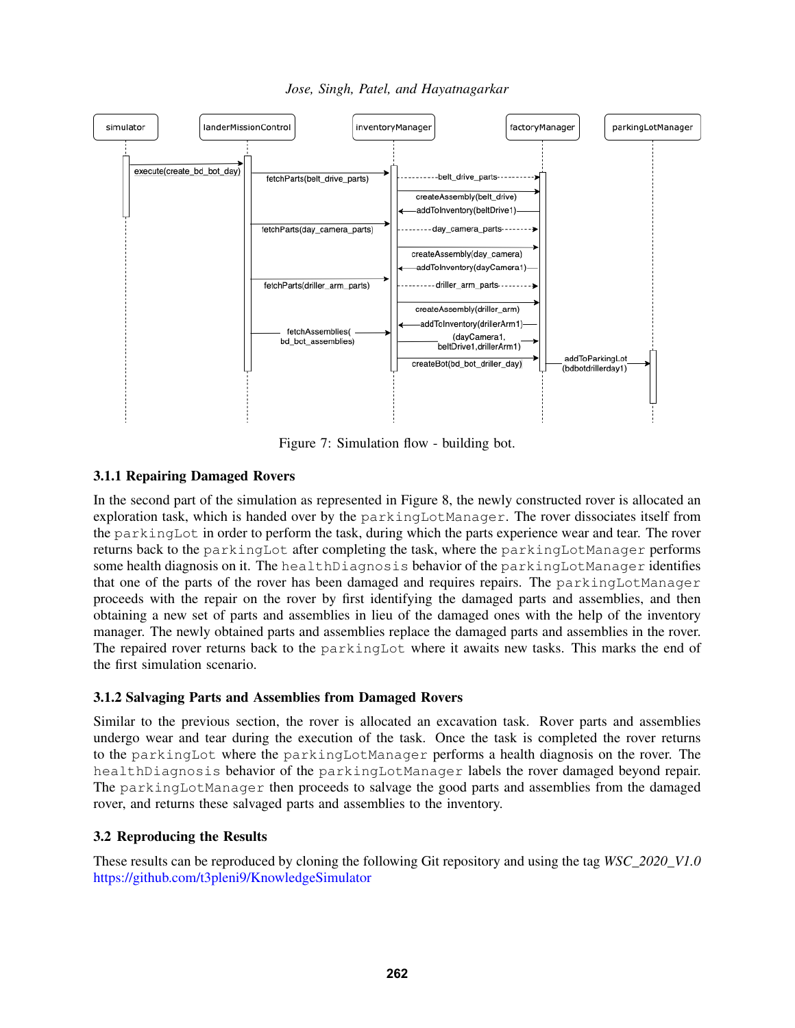Figure 7: Simulation flow - building bot.

### 3.1.1 Repairing Damaged Rovers

In the second part of the simulation as represented in Figure 8, the newly constructed rover is allocated an exploration task, which is handed over by the `parkingLotManager`. The rover dissociates itself from the `parkingLot` in order to perform the task, during which the parts experience wear and tear. The rover returns back to the `parkingLot` after completing the task, where the `parkingLotManager` performs some health diagnosis on it. The `healthDiagnosis` behavior of the `parkingLotManager` identifies that one of the parts of the rover has been damaged and requires repairs. The `parkingLotManager` proceeds with the repair on the rover by first identifying the damaged parts and assemblies, and then obtaining a new set of parts and assemblies in lieu of the damaged ones with the help of the inventory manager. The newly obtained parts and assemblies replace the damaged parts and assemblies in the rover. The repaired rover returns back to the `parkingLot` where it awaits new tasks. This marks the end of the first simulation scenario.

### 3.1.2 Salvaging Parts and Assemblies from Damaged Rovers

Similar to the previous section, the rover is allocated an excavation task. Rover parts and assemblies undergo wear and tear during the execution of the task. Once the task is completed the rover returns to the `parkingLot` where the `parkingLotManager` performs a health diagnosis on the rover. The `healthDiagnosis` behavior of the `parkingLotManager` labels the rover damaged beyond repair. The `parkingLotManager` then proceeds to salvage the good parts and assemblies from the damaged rover, and returns these salvaged parts and assemblies to the inventory.

## 3.2 Reproducing the Results

These results can be reproduced by cloning the following Git repository and using the tag *WSC_2020_V1.0* https://github.com/t3pleni9/KnowledgeSimulator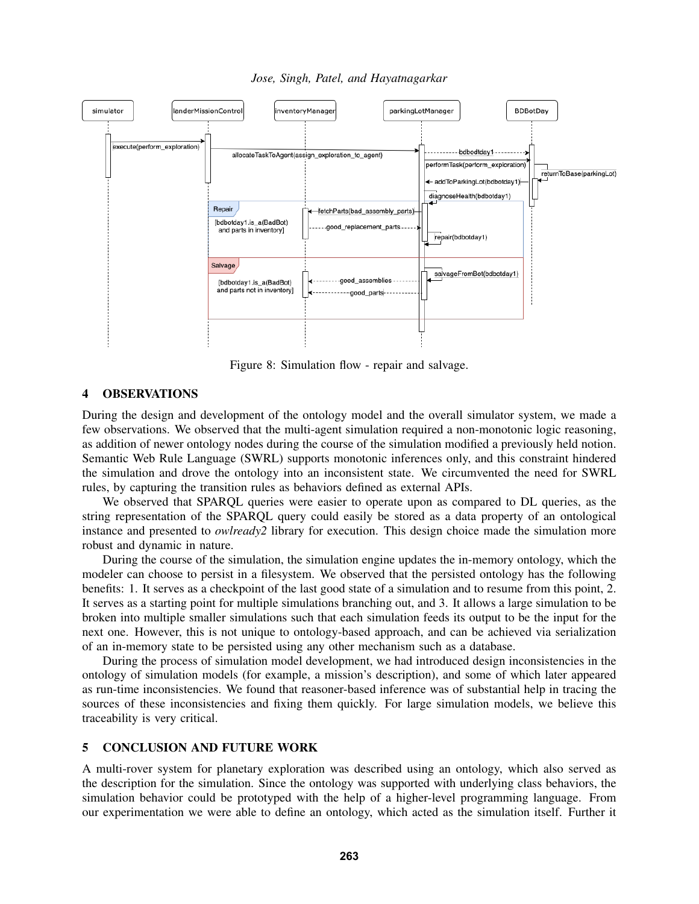Figure 8: Simulation flow - repair and salvage.

## 4 OBSERVATIONS

During the design and development of the ontology model and the overall simulator system, we made a few observations. We observed that the multi-agent simulation required a non-monotonic logic reasoning, as addition of newer ontology nodes during the course of the simulation modified a previously held notion. Semantic Web Rule Language (SWRL) supports monotonic inferences only, and this constraint hindered the simulation and drove the ontology into an inconsistent state. We circumvented the need for SWRL rules, by capturing the transition rules as behaviors defined as external APIs.

We observed that SPARQL queries were easier to operate upon as compared to DL queries, as the string representation of the SPARQL query could easily be stored as a data property of an ontological instance and presented to *owlready2* library for execution. This design choice made the simulation more robust and dynamic in nature.

During the course of the simulation, the simulation engine updates the in-memory ontology, which the modeler can choose to persist in a filesystem. We observed that the persisted ontology has the following benefits: 1. It serves as a checkpoint of the last good state of a simulation and to resume from this point, 2. It serves as a starting point for multiple simulations branching out, and 3. It allows a large simulation to be broken into multiple smaller simulations such that each simulation feeds its output to be the input for the next one. However, this is not unique to ontology-based approach, and can be achieved via serialization of an in-memory state to be persisted using any other mechanism such as a database.

During the process of simulation model development, we had introduced design inconsistencies in the ontology of simulation models (for example, a mission's description), and some of which later appeared as run-time inconsistencies. We found that reasoner-based inference was of substantial help in tracing the sources of these inconsistencies and fixing them quickly. For large simulation models, we believe this traceability is very critical.

## 5 CONCLUSION AND FUTURE WORK

A multi-rover system for planetary exploration was described using an ontology, which also served as the description for the simulation. Since the ontology was supported with underlying class behaviors, the simulation behavior could be prototyped with the help of a higher-level programming language. From our experimentation we were able to define an ontology, which acted as the simulation itself. Further it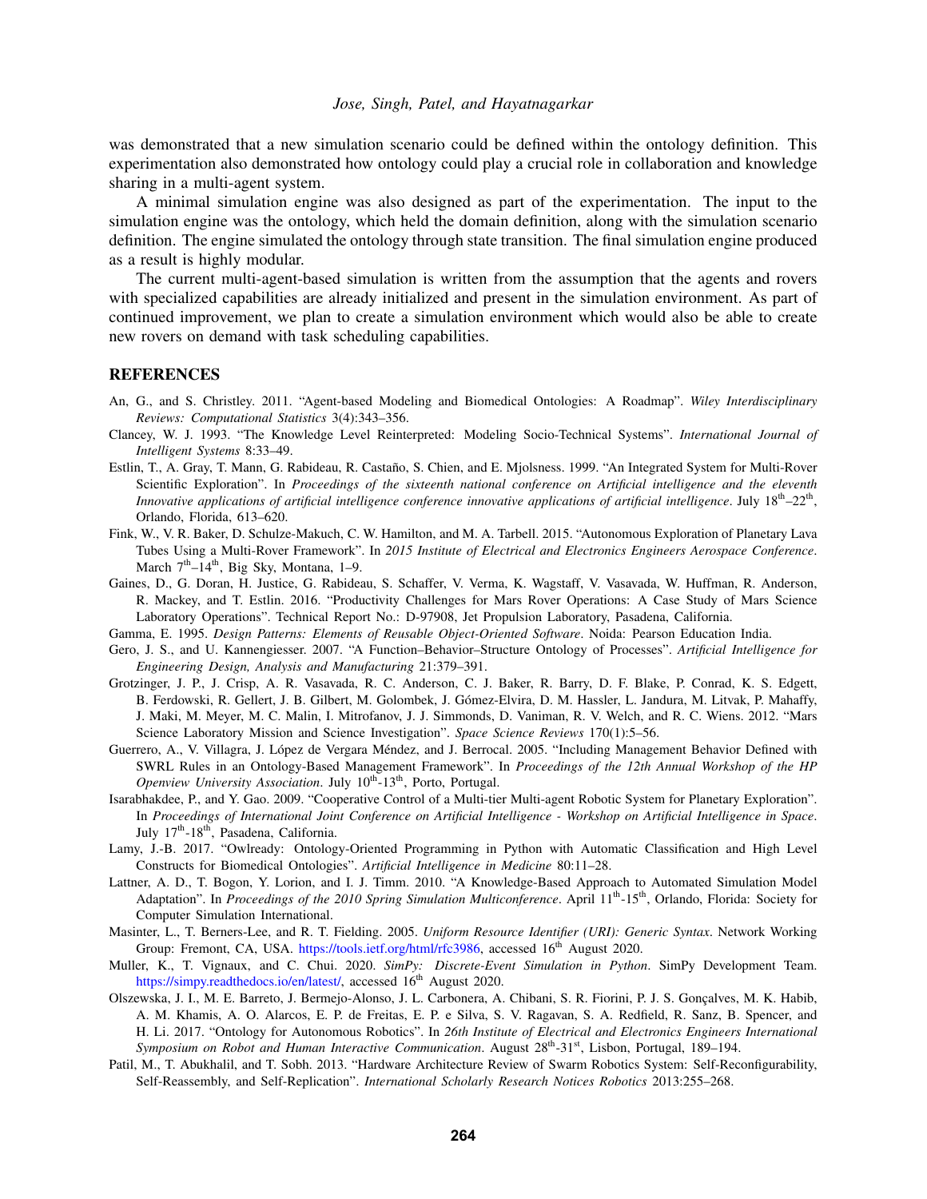was demonstrated that a new simulation scenario could be defined within the ontology definition. This experimentation also demonstrated how ontology could play a crucial role in collaboration and knowledge sharing in a multi-agent system.

A minimal simulation engine was also designed as part of the experimentation. The input to the simulation engine was the ontology, which held the domain definition, along with the simulation scenario definition. The engine simulated the ontology through state transition. The final simulation engine produced as a result is highly modular.

The current multi-agent-based simulation is written from the assumption that the agents and rovers with specialized capabilities are already initialized and present in the simulation environment. As part of continued improvement, we plan to create a simulation environment which would also be able to create new rovers on demand with task scheduling capabilities.

## REFERENCES

An, G., and S. Christley. 2011. "Agent-based Modeling and Biomedical Ontologies: A Roadmap". *Wiley Interdisciplinary Reviews: Computational Statistics* 3(4):343–356.

Clancey, W. J. 1993. "The Knowledge Level Reinterpreted: Modeling Socio-Technical Systems". *International Journal of Intelligent Systems* 8:33–49.

Estlin, T., A. Gray, T. Mann, G. Rabideau, R. Castaño, S. Chien, and E. Mjolsness. 1999. "An Integrated System for Multi-Rover Scientific Exploration". In *Proceedings of the sixteenth national conference on Artificial intelligence and the eleventh Innovative applications of artificial intelligence conference innovative applications of artificial intelligence*. July 18th–22th, Orlando, Florida, 613–620.

Fink, W., V. R. Baker, D. Schulze-Makuch, C. W. Hamilton, and M. A. Tarbell. 2015. "Autonomous Exploration of Planetary Lava Tubes Using a Multi-Rover Framework". In *2015 Institute of Electrical and Electronics Engineers Aerospace Conference*. March 7th–14th, Big Sky, Montana, 1–9.

Gaines, D., G. Doran, H. Justice, G. Rabideau, S. Schaffer, V. Verma, K. Wagstaff, V. Vasavada, W. Huffman, R. Anderson, R. Mackey, and T. Estlin. 2016. "Productivity Challenges for Mars Rover Operations: A Case Study of Mars Science Laboratory Operations". Technical Report No.: D-97908, Jet Propulsion Laboratory, Pasadena, California.

Gamma, E. 1995. *Design Patterns: Elements of Reusable Object-Oriented Software*. Noida: Pearson Education India.

Gero, J. S., and U. Kannengiesser. 2007. "A Function–Behavior–Structure Ontology of Processes". *Artificial Intelligence for Engineering Design, Analysis and Manufacturing* 21:379–391.

Grotzinger, J. P., J. Crisp, A. R. Vasavada, R. C. Anderson, C. J. Baker, R. Barry, D. F. Blake, P. Conrad, K. S. Edgett, B. Ferdowski, R. Gellert, J. B. Gilbert, M. Golombek, J. Gómez-Elvira, D. M. Hassler, L. Jandura, M. Litvak, P. Mahaffy, J. Maki, M. Meyer, M. C. Malin, I. Mitrofanov, J. J. Simmonds, D. Vaniman, R. V. Welch, and R. C. Wiens. 2012. "Mars Science Laboratory Mission and Science Investigation". *Space Science Reviews* 170(1):5–56.

Guerrero, A., V. Villagra, J. López de Vergara Méndez, and J. Berrocal. 2005. "Including Management Behavior Defined with SWRL Rules in an Ontology-Based Management Framework". In *Proceedings of the 12th Annual Workshop of the HP Openview University Association*. July 10th-13th, Porto, Portugal.

Isarabhakdee, P., and Y. Gao. 2009. "Cooperative Control of a Multi-tier Multi-agent Robotic System for Planetary Exploration". In *Proceedings of International Joint Conference on Artificial Intelligence - Workshop on Artificial Intelligence in Space*. July 17th-18th, Pasadena, California.

Lamy, J.-B. 2017. "Owlready: Ontology-Oriented Programming in Python with Automatic Classification and High Level Constructs for Biomedical Ontologies". *Artificial Intelligence in Medicine* 80:11–28.

Lattner, A. D., T. Bogon, Y. Lorion, and I. J. Timm. 2010. "A Knowledge-Based Approach to Automated Simulation Model Adaptation". In *Proceedings of the 2010 Spring Simulation Multiconference*. April 11th-15th, Orlando, Florida: Society for Computer Simulation International.

Masinter, L., T. Berners-Lee, and R. T. Fielding. 2005. *Uniform Resource Identifier (URI): Generic Syntax*. Network Working Group: Fremont, CA, USA. https://tools.ietf.org/html/rfc3986, accessed 16th August 2020.

Muller, K., T. Vignaux, and C. Chui. 2020. *SimPy: Discrete-Event Simulation in Python*. SimPy Development Team. https://simpy.readthedocs.io/en/latest/, accessed 16th August 2020.

Olszewska, J. I., M. E. Barreto, J. Bermejo-Alonso, J. L. Carbonera, A. Chibani, S. R. Fiorini, P. J. S. Gonçalves, M. K. Habib, A. M. Khamis, A. O. Alarcos, E. P. de Freitas, E. P. e Silva, S. V. Ragavan, S. A. Redfield, R. Sanz, B. Spencer, and H. Li. 2017. "Ontology for Autonomous Robotics". In *26th Institute of Electrical and Electronics Engineers International Symposium on Robot and Human Interactive Communication*. August 28th-31st, Lisbon, Portugal, 189–194.

Patil, M., T. Abukhalil, and T. Sobh. 2013. "Hardware Architecture Review of Swarm Robotics System: Self-Reconfigurability, Self-Reassembly, and Self-Replication". *International Scholarly Research Notices Robotics* 2013:255–268.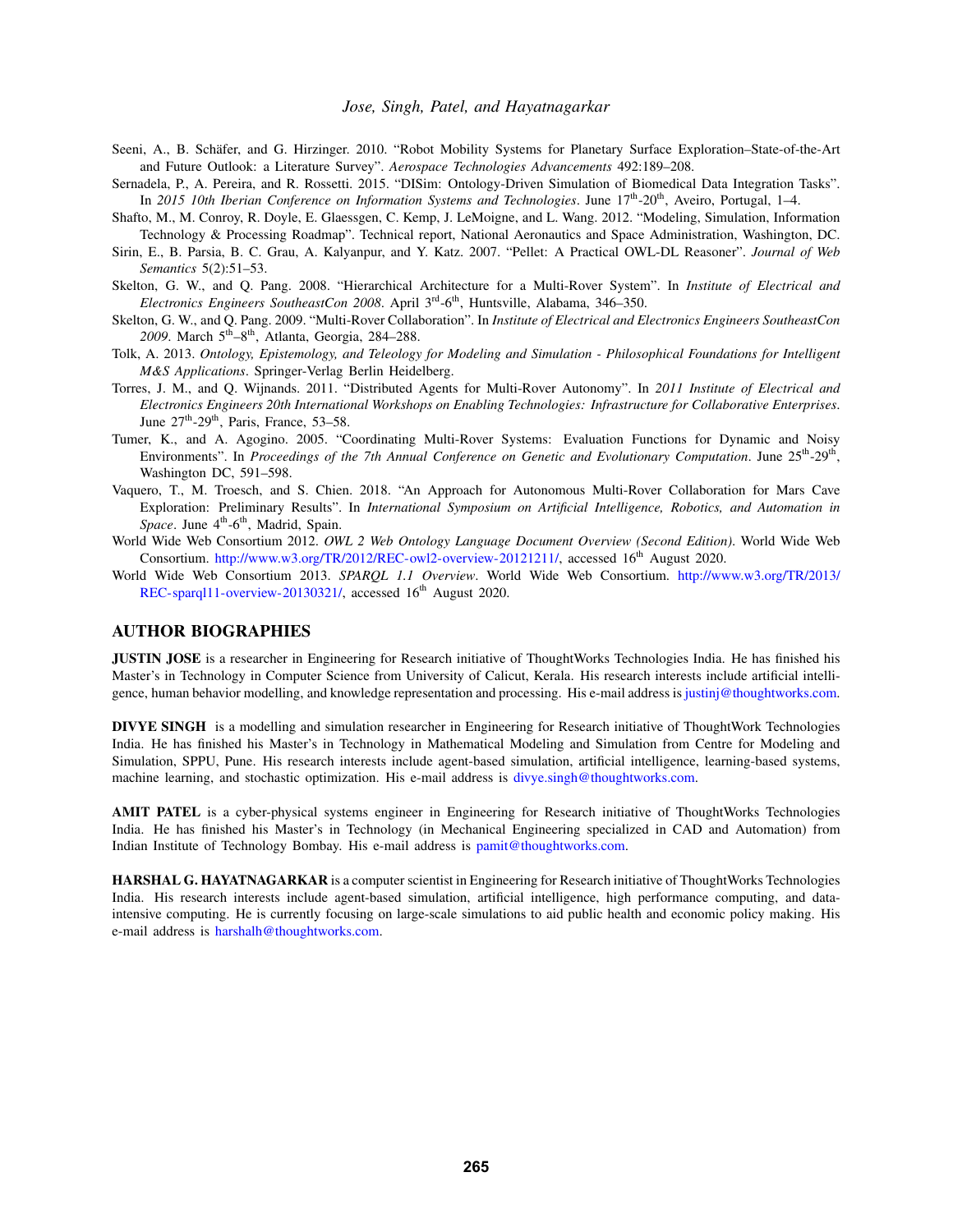Seeni, A., B. Schäfer, and G. Hirzinger. 2010. "Robot Mobility Systems for Planetary Surface Exploration–State-of-the-Art and Future Outlook: a Literature Survey". *Aerospace Technologies Advancements* 492:189–208.

Sernadela, P., A. Pereira, and R. Rossetti. 2015. "DISim: Ontology-Driven Simulation of Biomedical Data Integration Tasks". In *2015 10th Iberian Conference on Information Systems and Technologies*. June 17th-20th, Aveiro, Portugal, 1–4.

Shafto, M., M. Conroy, R. Doyle, E. Glaessgen, C. Kemp, J. LeMoigne, and L. Wang. 2012. "Modeling, Simulation, Information Technology & Processing Roadmap". Technical report, National Aeronautics and Space Administration, Washington, DC.

Sirin, E., B. Parsia, B. C. Grau, A. Kalyanpur, and Y. Katz. 2007. "Pellet: A Practical OWL-DL Reasoner". *Journal of Web Semantics* 5(2):51–53.

Skelton, G. W., and Q. Pang. 2008. "Hierarchical Architecture for a Multi-Rover System". In *Institute of Electrical and Electronics Engineers SoutheastCon 2008*. April 3rd-6th, Huntsville, Alabama, 346–350.

Skelton, G. W., and Q. Pang. 2009. "Multi-Rover Collaboration". In *Institute of Electrical and Electronics Engineers SoutheastCon 2009*. March 5th–8th, Atlanta, Georgia, 284–288.

Tolk, A. 2013. *Ontology, Epistemology, and Teleology for Modeling and Simulation - Philosophical Foundations for Intelligent M&S Applications*. Springer-Verlag Berlin Heidelberg.

Torres, J. M., and Q. Wijnands. 2011. "Distributed Agents for Multi-Rover Autonomy". In *2011 Institute of Electrical and Electronics Engineers 20th International Workshops on Enabling Technologies: Infrastructure for Collaborative Enterprises*. June 27th-29th, Paris, France, 53–58.

Tumer, K., and A. Agogino. 2005. "Coordinating Multi-Rover Systems: Evaluation Functions for Dynamic and Noisy Environments". In *Proceedings of the 7th Annual Conference on Genetic and Evolutionary Computation*. June 25th-29th, Washington DC, 591–598.

Vaquero, T., M. Troesch, and S. Chien. 2018. "An Approach for Autonomous Multi-Rover Collaboration for Mars Cave Exploration: Preliminary Results". In *International Symposium on Artificial Intelligence, Robotics, and Automation in Space*. June 4th-6th, Madrid, Spain.

World Wide Web Consortium 2012. *OWL 2 Web Ontology Language Document Overview (Second Edition)*. World Wide Web Consortium. http://www.w3.org/TR/2012/REC-owl2-overview-20121211/, accessed 16th August 2020.

World Wide Web Consortium 2013. *SPARQL 1.1 Overview*. World Wide Web Consortium. http://www.w3.org/TR/2013/REC-sparql11-overview-20130321/, accessed 16th August 2020.

## AUTHOR BIOGRAPHIES

**JUSTIN JOSE** is a researcher in Engineering for Research initiative of ThoughtWorks Technologies India. He has finished his Master's in Technology in Computer Science from University of Calicut, Kerala. His research interests include artificial intelligence, human behavior modelling, and knowledge representation and processing. His e-mail address is justinj@thoughtworks.com.

**DIVYE SINGH** is a modelling and simulation researcher in Engineering for Research initiative of ThoughtWork Technologies India. He has finished his Master's in Technology in Mathematical Modeling and Simulation from Centre for Modeling and Simulation, SPPU, Pune. His research interests include agent-based simulation, artificial intelligence, learning-based systems, machine learning, and stochastic optimization. His e-mail address is divye.singh@thoughtworks.com.

**AMIT PATEL** is a cyber-physical systems engineer in Engineering for Research initiative of ThoughtWorks Technologies India. He has finished his Master's in Technology (in Mechanical Engineering specialized in CAD and Automation) from Indian Institute of Technology Bombay. His e-mail address is pamit@thoughtworks.com.

**HARSHAL G. HAYATNAGARKAR** is a computer scientist in Engineering for Research initiative of ThoughtWorks Technologies India. His research interests include agent-based simulation, artificial intelligence, high performance computing, and data-intensive computing. He is currently focusing on large-scale simulations to aid public health and economic policy making. His e-mail address is harshalh@thoughtworks.com.